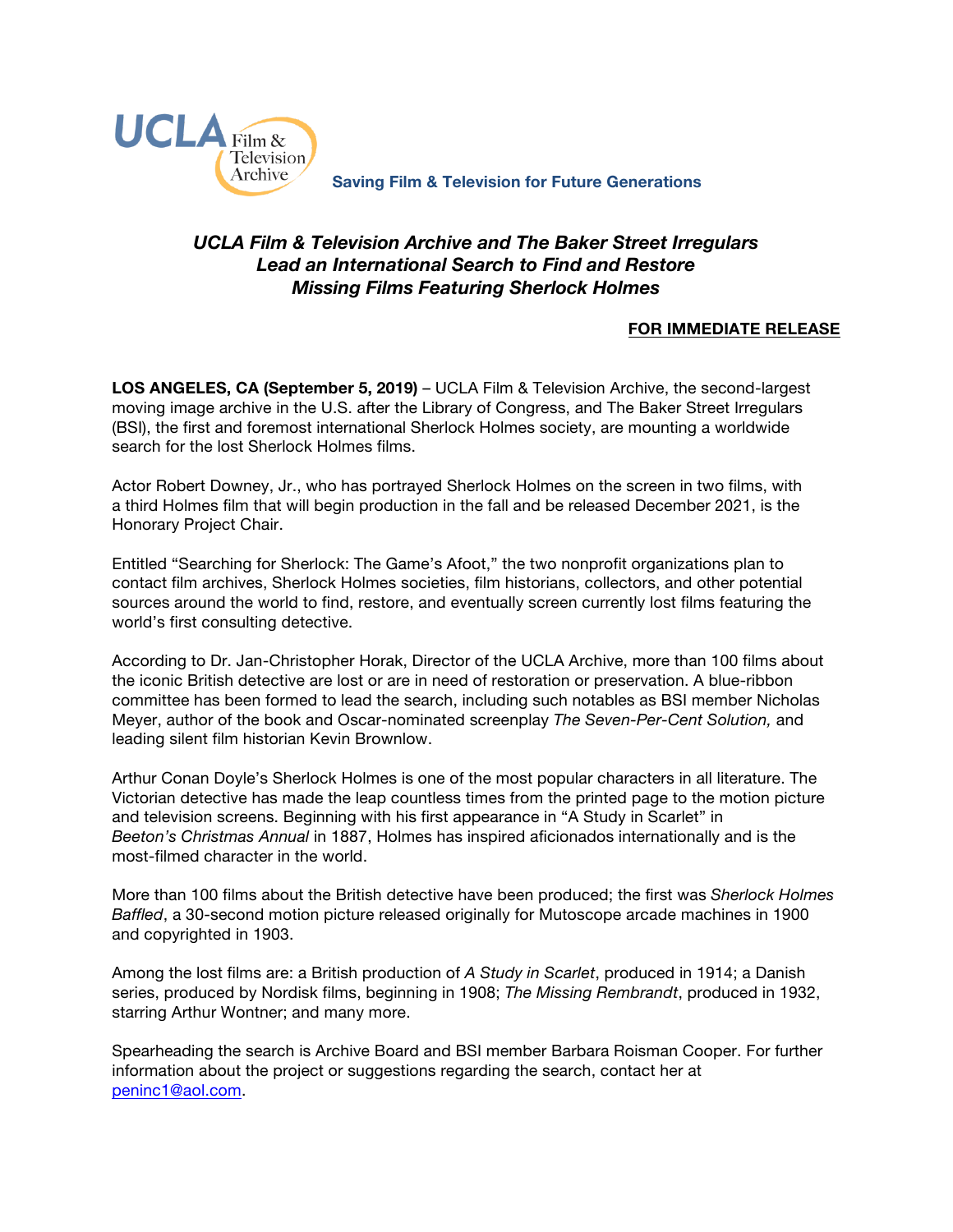UCLA Film & Television Archive

**Saving Film & Television for Future Generations**

## *UCLA Film & Television Archive and The Baker Street Irregulars Lead an International Search to Find and Restore Missing Films Featuring Sherlock Holmes*

**FOR IMMEDIATE RELEASE**

**LOS ANGELES, CA (September 5, 2019)** – UCLA Film & Television Archive, the second-largest moving image archive in the U.S. after the Library of Congress, and The Baker Street Irregulars (BSI), the first and foremost international Sherlock Holmes society, are mounting a worldwide search for the lost Sherlock Holmes films.

Actor Robert Downey, Jr., who has portrayed Sherlock Holmes on the screen in two films, with a third Holmes film that will begin production in the fall and be released December 2021, is the Honorary Project Chair.

Entitled "Searching for Sherlock: The Game's Afoot," the two nonprofit organizations plan to contact film archives, Sherlock Holmes societies, film historians, collectors, and other potential sources around the world to find, restore, and eventually screen currently lost films featuring the world's first consulting detective.

According to Dr. Jan-Christopher Horak, Director of the UCLA Archive, more than 100 films about the iconic British detective are lost or are in need of restoration or preservation. A blue-ribbon committee has been formed to lead the search, including such notables as BSI member Nicholas Meyer, author of the book and Oscar-nominated screenplay *The Seven-Per-Cent Solution,* and leading silent film historian Kevin Brownlow.

Arthur Conan Doyle's Sherlock Holmes is one of the most popular characters in all literature. The Victorian detective has made the leap countless times from the printed page to the motion picture and television screens. Beginning with his first appearance in "A Study in Scarlet" in *Beeton's Christmas Annual* in 1887, Holmes has inspired aficionados internationally and is the most-filmed character in the world.

More than 100 films about the British detective have been produced; the first was *Sherlock Holmes Baffled*, a 30-second motion picture released originally for Mutoscope arcade machines in 1900 and copyrighted in 1903.

Among the lost films are: a British production of *A Study in Scarlet*, produced in 1914; a Danish series, produced by Nordisk films, beginning in 1908; *The Missing Rembrandt*, produced in 1932, starring Arthur Wontner; and many more.

Spearheading the search is Archive Board and BSI member Barbara Roisman Cooper. For further information about the project or suggestions regarding the search, contact her at peninc1@aol.com.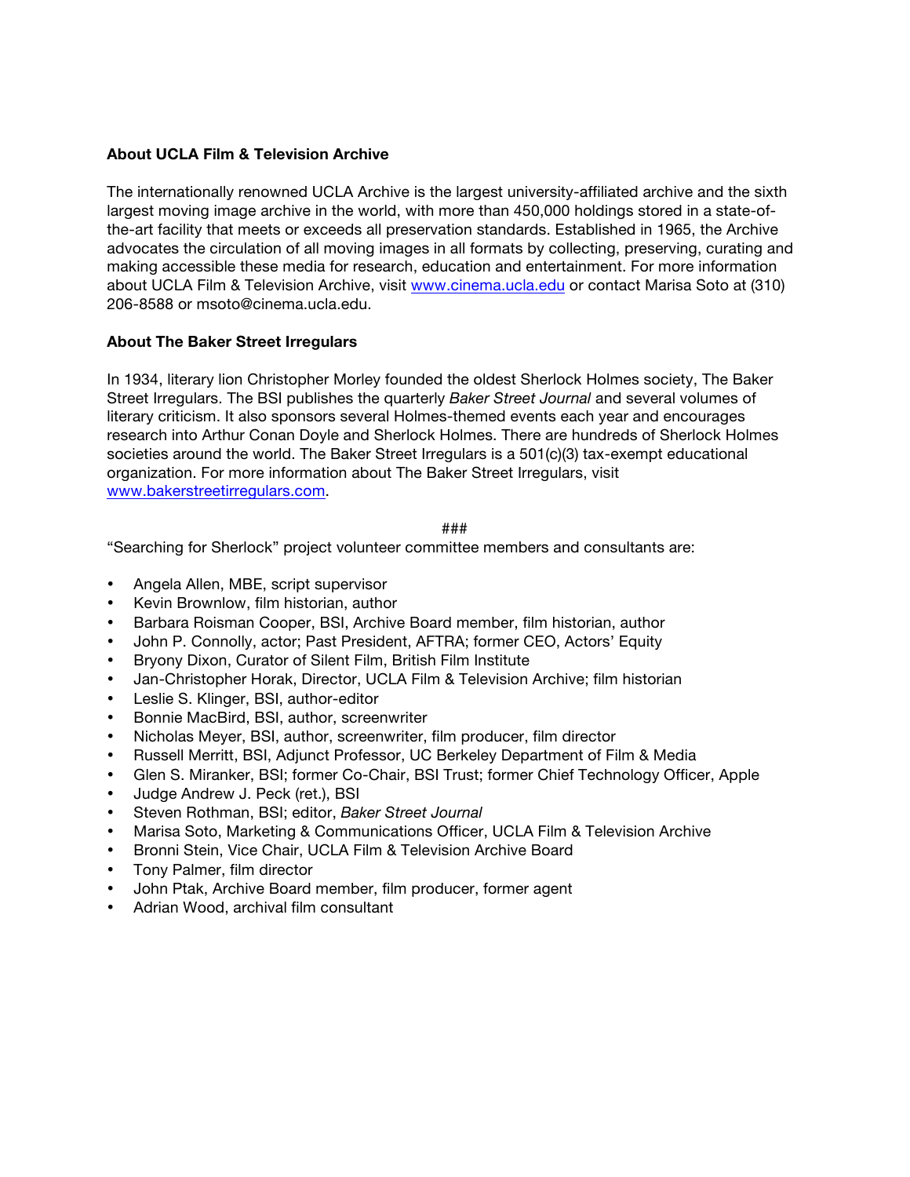**About UCLA Film & Television Archive**

The internationally renowned UCLA Archive is the largest university-affiliated archive and the sixth largest moving image archive in the world, with more than 450,000 holdings stored in a state-of-the-art facility that meets or exceeds all preservation standards. Established in 1965, the Archive advocates the circulation of all moving images in all formats by collecting, preserving, curating and making accessible these media for research, education and entertainment. For more information about UCLA Film & Television Archive, visit www.cinema.ucla.edu or contact Marisa Soto at (310) 206-8588 or msoto@cinema.ucla.edu.

**About The Baker Street Irregulars**

In 1934, literary lion Christopher Morley founded the oldest Sherlock Holmes society, The Baker Street Irregulars. The BSI publishes the quarterly *Baker Street Journal* and several volumes of literary criticism. It also sponsors several Holmes-themed events each year and encourages research into Arthur Conan Doyle and Sherlock Holmes. There are hundreds of Sherlock Holmes societies around the world. The Baker Street Irregulars is a 501(c)(3) tax-exempt educational organization. For more information about The Baker Street Irregulars, visit www.bakerstreetirregulars.com.

###

"Searching for Sherlock" project volunteer committee members and consultants are:

- Angela Allen, MBE, script supervisor
- Kevin Brownlow, film historian, author
- Barbara Roisman Cooper, BSI, Archive Board member, film historian, author
- John P. Connolly, actor; Past President, AFTRA; former CEO, Actors' Equity
- Bryony Dixon, Curator of Silent Film, British Film Institute
- Jan-Christopher Horak, Director, UCLA Film & Television Archive; film historian
- Leslie S. Klinger, BSI, author-editor
- Bonnie MacBird, BSI, author, screenwriter
- Nicholas Meyer, BSI, author, screenwriter, film producer, film director
- Russell Merritt, BSI, Adjunct Professor, UC Berkeley Department of Film & Media
- Glen S. Miranker, BSI; former Co-Chair, BSI Trust; former Chief Technology Officer, Apple
- Judge Andrew J. Peck (ret.), BSI
- Steven Rothman, BSI; editor, *Baker Street Journal*
- Marisa Soto, Marketing & Communications Officer, UCLA Film & Television Archive
- Bronni Stein, Vice Chair, UCLA Film & Television Archive Board
- Tony Palmer, film director
- John Ptak, Archive Board member, film producer, former agent
- Adrian Wood, archival film consultant